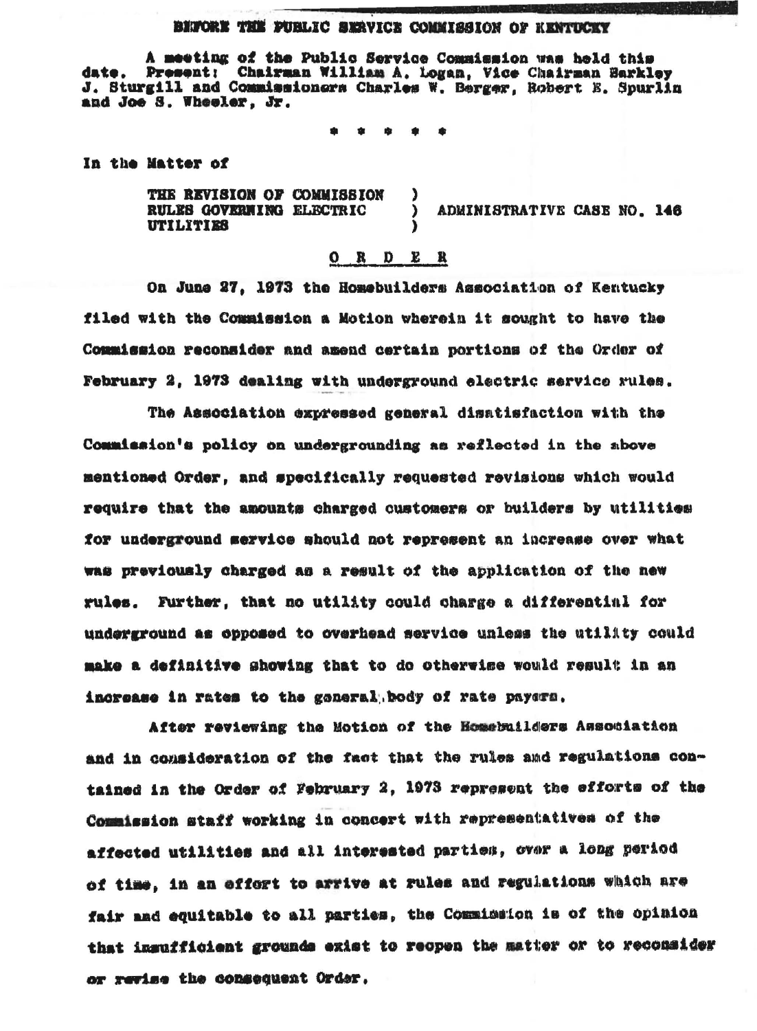BEFORE THE PUBLIC SERVICE COMMISSION OF KENTUCKY

A meeting of the Public Service Commission was held this date. Present: Chairman William A. Logan, Vice Chairman Barkley J. Sturgill and Commissioners Charles W. Berger, Robert E. Spurlin and Joe S. Wheeler, Jr.

\* \* \* \* \*

In the Matter of

THE REVISION OF COMMISSION RULES GOVERNING ELECTRIC UTILITIES ) ADMINISTRATIVE CASE NO. 146

O R D E R

On June 27, 1973 the Homebuilders Association of Kentucky filed with the Commission a Motion wherein it sought to have the Commission reconsider and amend certain portions of the Order of February 2, 1973 dealing with underground electric service rules.

The Association expressed general dissatisfaction with the Commission's policy on undergrounding as reflected in the above mentioned Order, and specifically requested revisions which would require that the amounts charged customers or builders by utilities for underground service should not represent an increase over what was previously charged as a result of the application of the new rules. Further, that no utility could charge a differential for underground as opposed to overhead service unless the utility could make a definitive showing that to do otherwise would result in an increase in rates to the general body of rate payers.

After reviewing the Motion of the Homebuilders Association and in consideration of the fact that the rules and regulations contained in the Order of February 2, 1973 represent the efforts of the Commission staff working in concert with representatives of the affected utilities and all interested parties, over a long period of time, in an effort to arrive at rules and regulations which are fair and equitable to all parties, the Commission is of the opinion that insufficient grounds exist to reopen the matter or to reconsider or revise the consequent Order.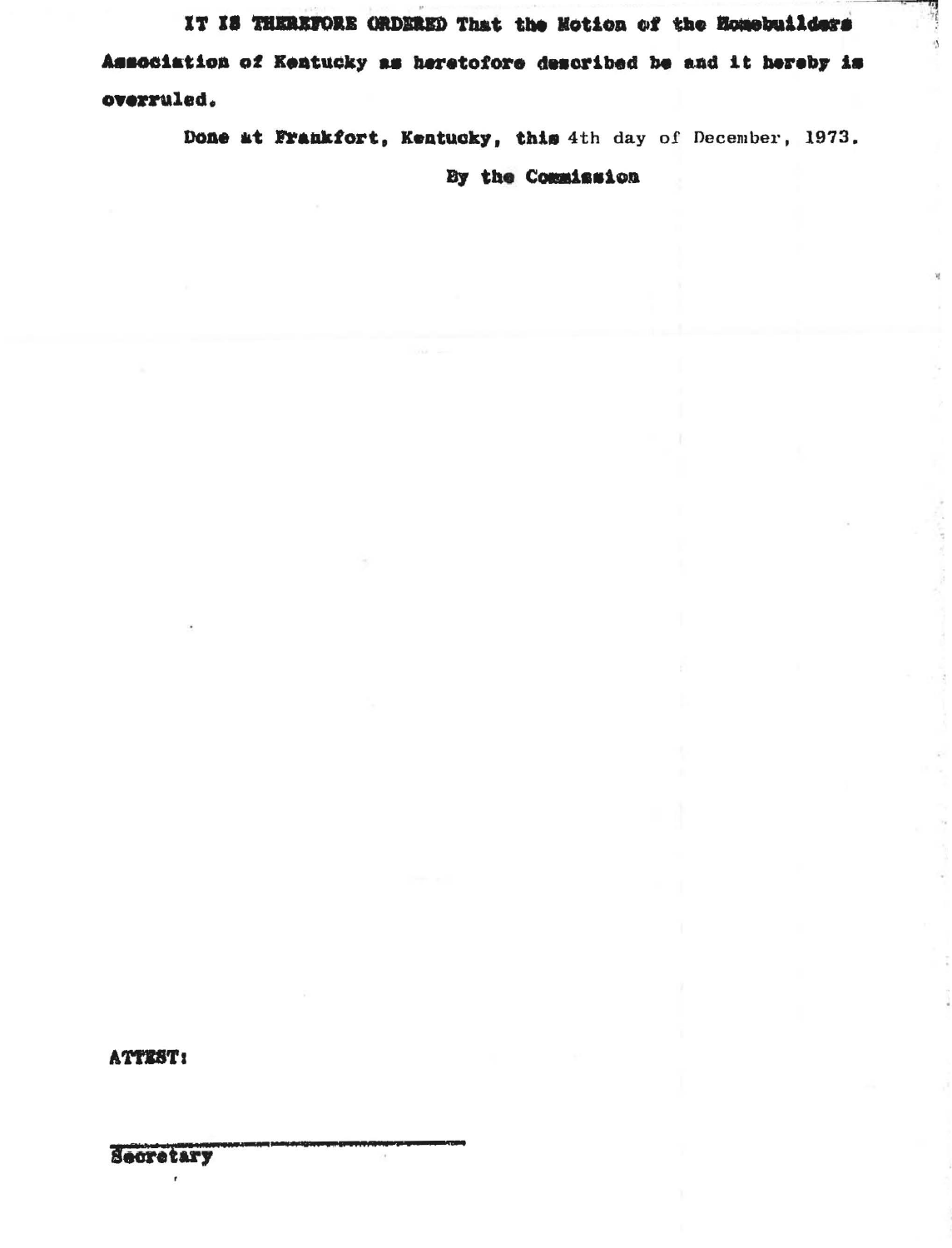**IT IS THEREFORE ORDERED** That the Motion of the Homebuilders Association of Kentucky as heretofore described be and it hereby is overruled.

Done at Frankfort, Kentucky, this 4th day of December, 1973.

By the Commission

ATTEST:

Secretary